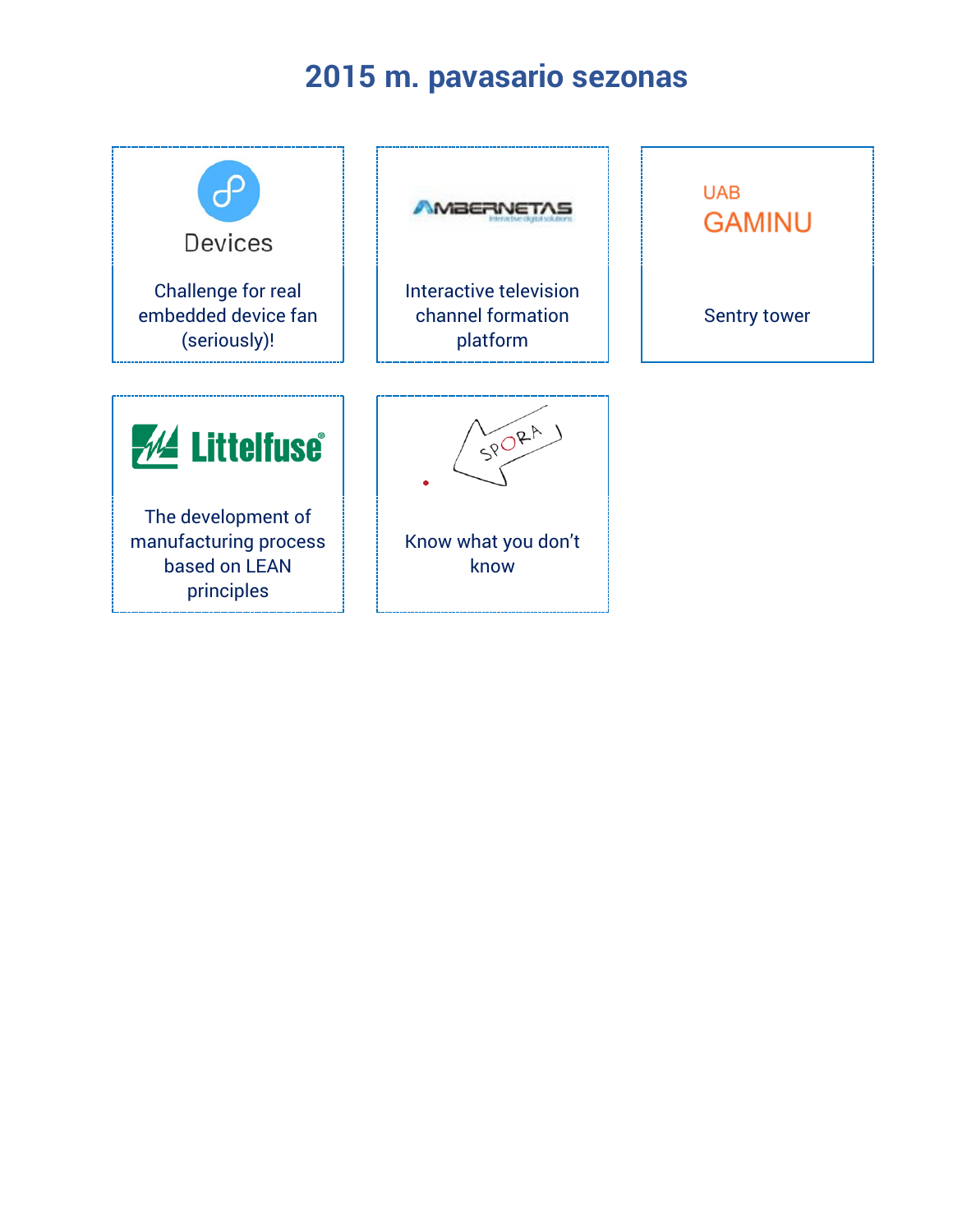# 2015 m. pavasario sezonas

Devices

Challenge for real embedded device fan (seriously)!

AMBERNETAS

Interactive television channel formation platform

UAB GAMINU

Sentry tower

Littelfuse

The development of manufacturing process based on LEAN principles

SPORA

Know what you don’t know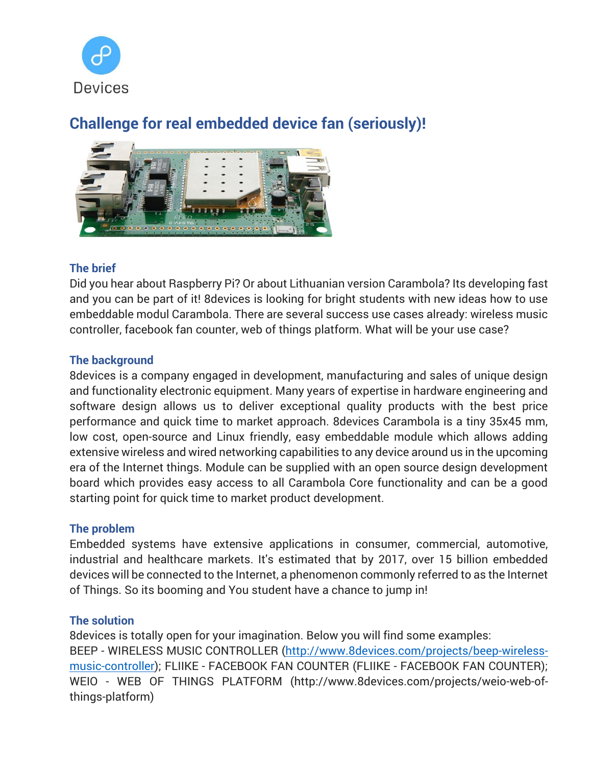Devices

## Challenge for real embedded device fan (seriously)!

### The brief

Did you hear about Raspberry Pi? Or about Lithuanian version Carambola? Its developing fast and you can be part of it! 8devices is looking for bright students with new ideas how to use embeddable modul Carambola. There are several success use cases already: wireless music controller, facebook fan counter, web of things platform. What will be your use case?

### The background

8devices is a company engaged in development, manufacturing and sales of unique design and functionality electronic equipment. Many years of expertise in hardware engineering and software design allows us to deliver exceptional quality products with the best price performance and quick time to market approach. 8devices Carambola is a tiny 35x45 mm, low cost, open-source and Linux friendly, easy embeddable module which allows adding extensive wireless and wired networking capabilities to any device around us in the upcoming era of the Internet things. Module can be supplied with an open source design development board which provides easy access to all Carambola Core functionality and can be a good starting point for quick time to market product development.

### The problem

Embedded systems have extensive applications in consumer, commercial, automotive, industrial and healthcare markets. It's estimated that by 2017, over 15 billion embedded devices will be connected to the Internet, a phenomenon commonly referred to as the Internet of Things. So its booming and You student have a chance to jump in!

### The solution

8devices is totally open for your imagination. Below you will find some examples:
BEEP - WIRELESS MUSIC CONTROLLER ([http://www.8devices.com/projects/beep-wireless-music-controller](http://www.8devices.com/projects/beep-wireless-music-controller)); FLIIKE - FACEBOOK FAN COUNTER (FLIIKE - FACEBOOK FAN COUNTER); WEIO - WEB OF THINGS PLATFORM (http://www.8devices.com/projects/weio-web-of-things-platform)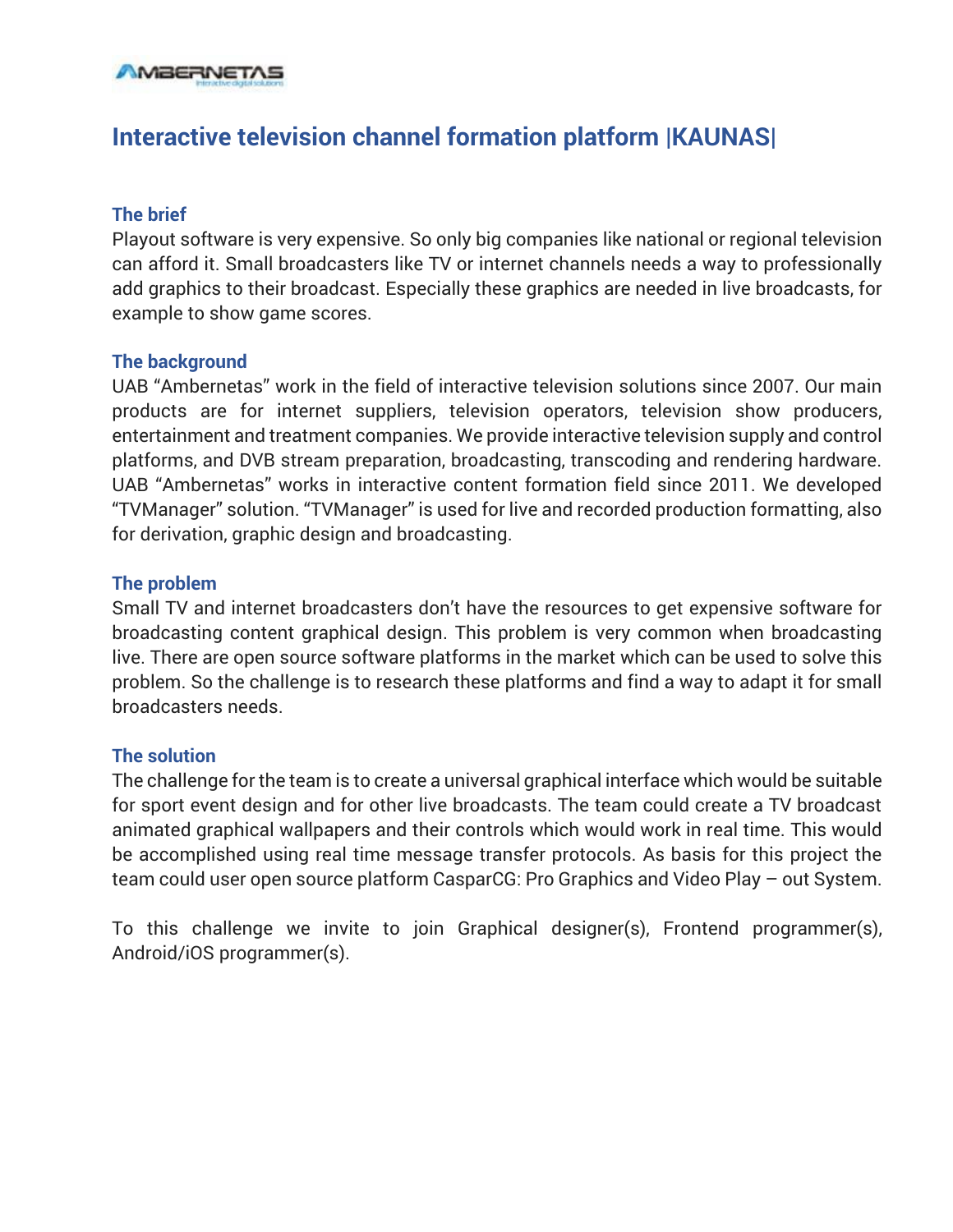# Interactive television channel formation platform |KAUNAS|

### The brief

Playout software is very expensive. So only big companies like national or regional television can afford it. Small broadcasters like TV or internet channels needs a way to professionally add graphics to their broadcast. Especially these graphics are needed in live broadcasts, for example to show game scores.

### The background

UAB "Ambernetas" work in the field of interactive television solutions since 2007. Our main products are for internet suppliers, television operators, television show producers, entertainment and treatment companies. We provide interactive television supply and control platforms, and DVB stream preparation, broadcasting, transcoding and rendering hardware. UAB "Ambernetas" works in interactive content formation field since 2011. We developed "TVManager" solution. "TVManager" is used for live and recorded production formatting, also for derivation, graphic design and broadcasting.

### The problem

Small TV and internet broadcasters don't have the resources to get expensive software for broadcasting content graphical design. This problem is very common when broadcasting live. There are open source software platforms in the market which can be used to solve this problem. So the challenge is to research these platforms and find a way to adapt it for small broadcasters needs.

### The solution

The challenge for the team is to create a universal graphical interface which would be suitable for sport event design and for other live broadcasts. The team could create a TV broadcast animated graphical wallpapers and their controls which would work in real time. This would be accomplished using real time message transfer protocols. As basis for this project the team could user open source platform CasparCG: Pro Graphics and Video Play – out System.

To this challenge we invite to join Graphical designer(s), Frontend programmer(s), Android/iOS programmer(s).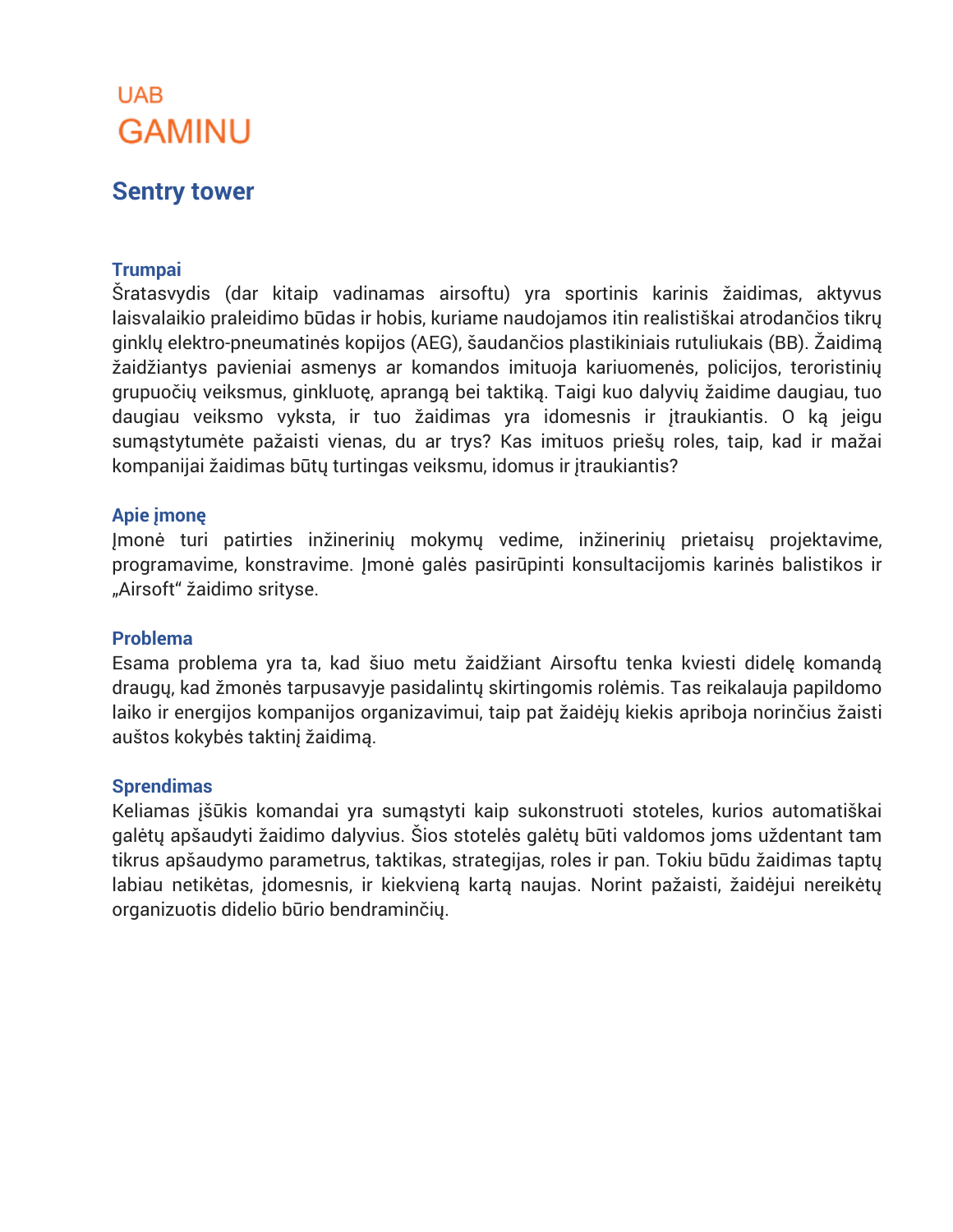UAB
GAMINU

# Sentry tower

### Trumpai

Šratasvydis (dar kitaip vadinamas airsoftu) yra sportinis karinis žaidimas, aktyvus laisvalaikio praleidimo būdas ir hobis, kuriame naudojamos itin realistiškai atrodančios tikrų ginklų elektro-pneumatinės kopijos (AEG), šaudančios plastikiniais rutuliukais (BB). Žaidimą žaidžiantys pavieniai asmenys ar komandos imituoja kariuomenės, policijos, teroristinių grupuočių veiksmus, ginkluotę, aprangą bei taktiką. Taigi kuo dalyvių žaidime daugiau, tuo daugiau veiksmo vyksta, ir tuo žaidimas yra idomesnis ir įtraukiantis. O ką jeigu sumąstytumėte pažaisti vienas, du ar trys? Kas imituos priešų roles, taip, kad ir mažai kompanijai žaidimas būtų turtingas veiksmu, idomus ir įtraukiantis?

### Apie įmonę

Įmonė turi patirties inžinerinių mokymų vedime, inžinerinių prietaisų projektavime, programavime, konstravime. Įmonė galės pasirūpinti konsultacijomis karinės balistikos ir „Airsoft“ žaidimo srityse.

### Problema

Esama problema yra ta, kad šiuo metu žaidžiant Airsoftu tenka kviesti didelę komandą draugų, kad žmonės tarpusavyje pasidalintų skirtingomis rolėmis. Tas reikalauja papildomo laiko ir energijos kompanijos organizavimui, taip pat žaidėjų kiekis apriboja norinčius žaisti aukštos kokybės taktinį žaidimą.

### Sprendimas

Keliamas iššūkis komandai yra sumąstyti kaip sukonstruoti stoteles, kurios automatiškai galėtų apšaudyti žaidimo dalyvius. Šios stotelės galėtų būti valdomos joms uždentant tam tikrus apšaudymo parametrus, taktikas, strategijas, roles ir pan. Tokiu būdu žaidimas taptų labiau netikėtas, įdomesnis, ir kiekvieną kartą naujas. Norint pažaisti, žaidėjui nereikėtų organizuotis didelio būrio bendraminčių.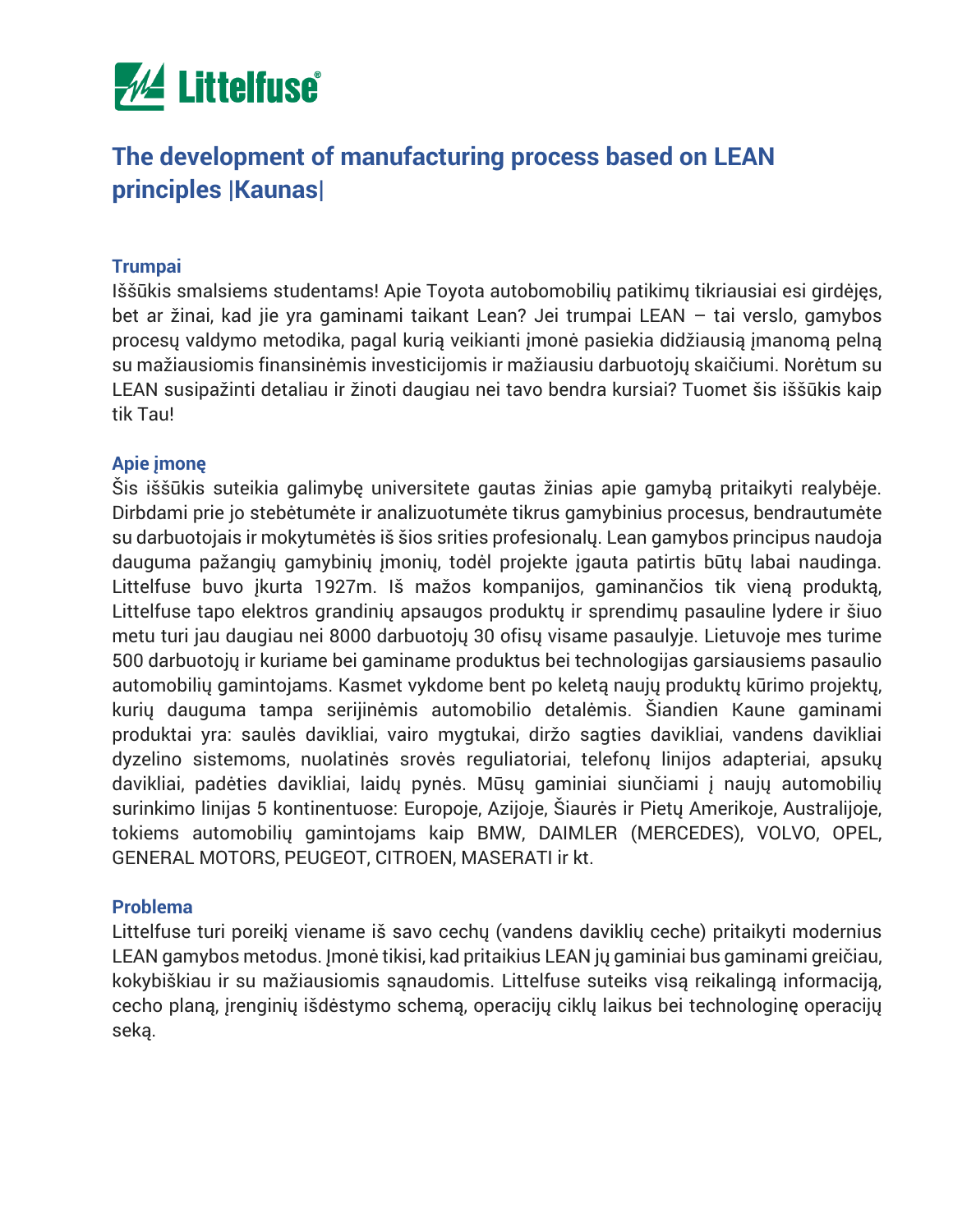# The development of manufacturing process based on LEAN principles |Kaunas|

### Trumpai

Iššūkis smalsiems studentams! Apie Toyota autobomobilių patikimų tikriausiai esi girdėjęs, bet ar žinai, kad jie yra gaminami taikant Lean? Jei trumpai LEAN – tai verslo, gamybos procesų valdymo metodika, pagal kurią veikianti įmonė pasiekia didžiausią įmanomą pelną su mažiausiomis finansinėmis investicijomis ir mažiausiu darbuotojų skaičiumi. Norėtum su LEAN susipažinti detaliau ir žinoti daugiau nei tavo bendra kursiai? Tuomet šis iššūkis kaip tik Tau!

### Apie įmonę

Šis iššūkis suteikia galimybę universitete gautas žinias apie gamybą pritaikyti realybėje. Dirbdami prie jo stebėtumėte ir analizuotumėte tikrus gamybinius procesus, bendrautumėte su darbuotojais ir mokytumėtės iš šios srities profesionalų. Lean gamybos principus naudoja dauguma pažangių gamybinių įmonių, todėl projekte įgauta patirtis būtų labai naudinga. Littelfuse buvo įkurta 1927m. Iš mažos kompanijos, gaminančios tik vieną produktą, Littelfuse tapo elektros grandinių apsaugos produktų ir sprendimų pasauline lydere ir šiuo metu turi jau daugiau nei 8000 darbuotojų 30 ofisų visame pasaulyje. Lietuvoje mes turime 500 darbuotojų ir kuriame bei gaminame produktus bei technologijas garsiausiems pasaulio automobilių gamintojams. Kasmet vykdome bent po keletą naujų produktų kūrimo projektų, kurių dauguma tampa serijinėmis automobilio detalėmis. Šiandien Kaune gaminami produktai yra: saulės davikliai, vairo mygtukai, diržo sagties davikliai, vandens davikliai dyzelino sistemoms, nuolatinės srovės reguliatoriai, telefonų linijos adapteriai, apsukų davikliai, padėties davikliai, laidų pynės. Mūsų gaminiai siunčiami į naujų automobilių surinkimo linijas 5 kontinentuose: Europoje, Azijoje, Šiaurės ir Pietų Amerikoje, Australijoje, tokiems automobilių gamintojams kaip BMW, DAIMLER (MERCEDES), VOLVO, OPEL, GENERAL MOTORS, PEUGEOT, CITROEN, MASERATI ir kt.

### Problema

Littelfuse turi poreikį viename iš savo cechų (vandens daviklių ceche) pritaikyti modernius LEAN gamybos metodus. Įmonė tikisi, kad pritaikius LEAN jų gaminiai bus gaminami greičiau, kokybiškiau ir su mažiausiomis sąnaudomis. Littelfuse suteiks visą reikalingą informaciją, cecho planą, įrenginių išdėstymo schemą, operacijų ciklų laikus bei technologinę operacijų seką.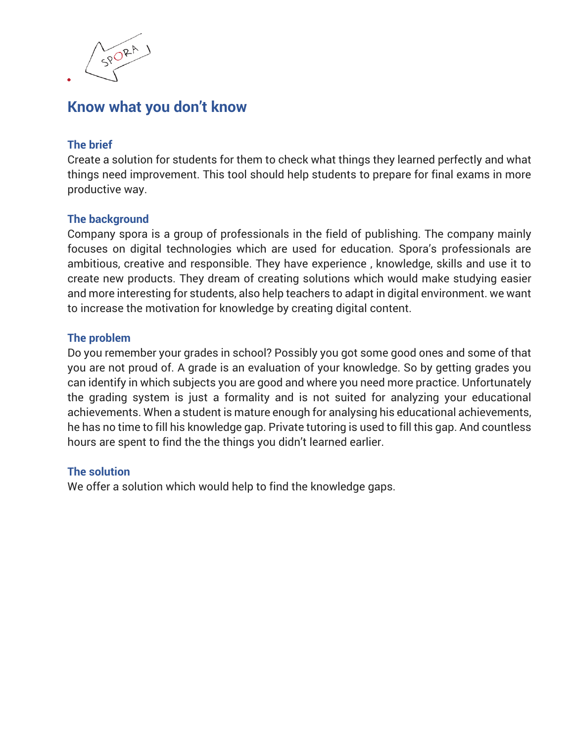# Know what you don't know

## The brief

Create a solution for students for them to check what things they learned perfectly and what things need improvement. This tool should help students to prepare for final exams in more productive way.

## The background

Company spora is a group of professionals in the field of publishing. The company mainly focuses on digital technologies which are used for education. Spora's professionals are ambitious, creative and responsible. They have experience , knowledge, skills and use it to create new products. They dream of creating solutions which would make studying easier and more interesting for students, also help teachers to adapt in digital environment. we want to increase the motivation for knowledge by creating digital content.

## The problem

Do you remember your grades in school? Possibly you got some good ones and some of that you are not proud of. A grade is an evaluation of your knowledge. So by getting grades you can identify in which subjects you are good and where you need more practice. Unfortunately the grading system is just a formality and is not suited for analyzing your educational achievements. When a student is mature enough for analysing his educational achievements, he has no time to fill his knowledge gap. Private tutoring is used to fill this gap. And countless hours are spent to find the the things you didn't learned earlier.

## The solution

We offer a solution which would help to find the knowledge gaps.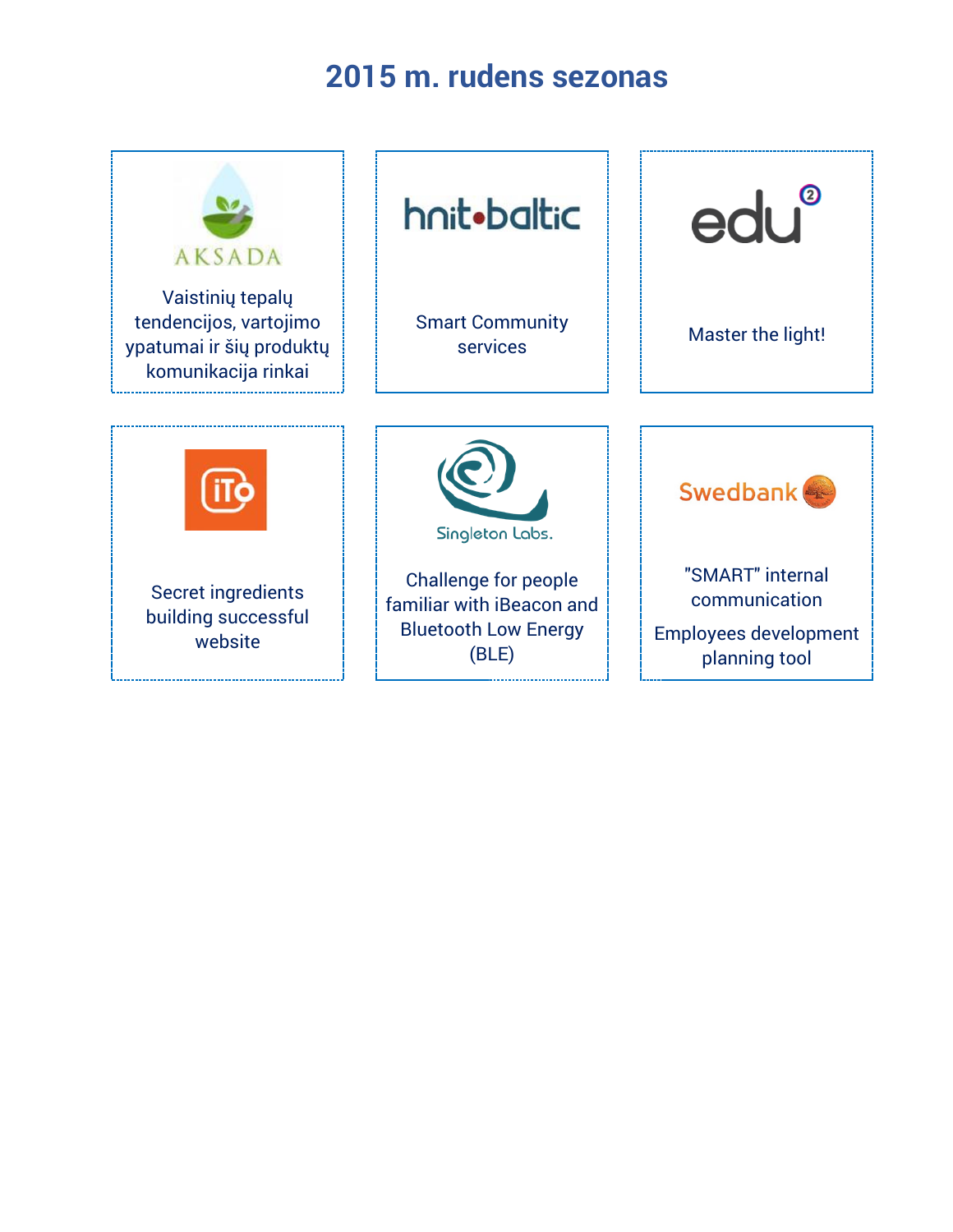# 2015 m. rudens sezonas

AKSADA

Vaistinių tepalų tendencijos, vartojimo ypatumai ir šių produktų komunikacija rinkai

hnit-baltic

Smart Community services

edu2

Master the light!

iTo

Secret ingredients building successful website

Singleton Labs.

Challenge for people familiar with iBeacon and Bluetooth Low Energy (BLE)

Swedbank

"SMART" internal communication

Employees development planning tool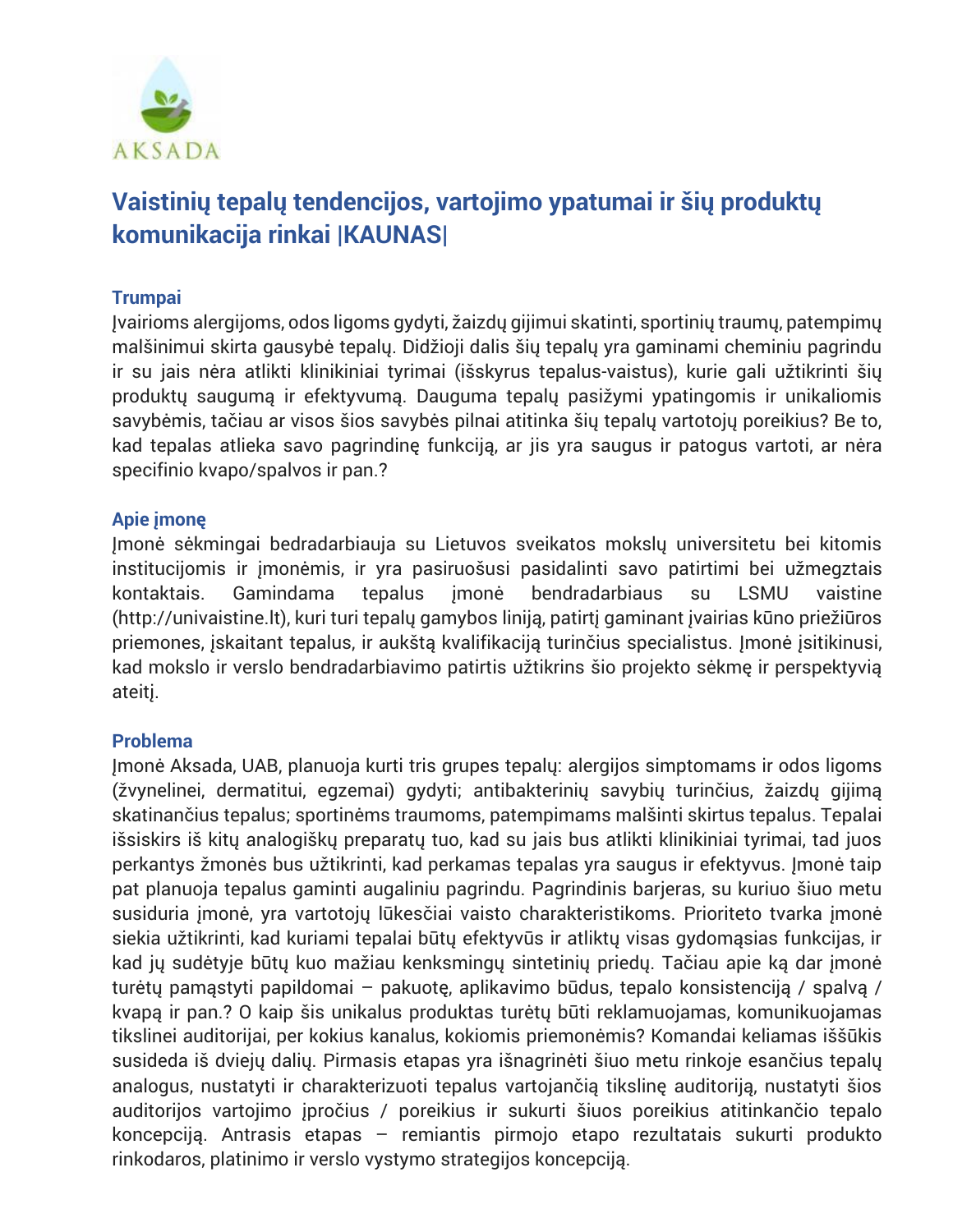AKSADA

## Vaistinių tepalų tendencijos, vartojimo ypatumai ir šių produktų komunikacija rinkai |KAUNAS|

### Trumpai

Įvairioms alergijoms, odos ligoms gydyti, žaizdų gijimui skatinti, sportinių traumų, patempimų malšinimui skirta gausybė tepalų. Didžioji dalis šių tepalų yra gaminami cheminiu pagrindu ir su jais nėra atlikti klinikiniai tyrimai (išskyrus tepalus-vaistus), kurie gali užtikrinti šių produktų saugumą ir efektyvumą. Dauguma tepalų pasižymi ypatingomis ir unikaliomis savybėmis, tačiau ar visos šios savybės pilnai atitinka šių tepalų vartotojų poreikius? Be to, kad tepalas atlieka savo pagrindinę funkciją, ar jis yra saugus ir patogus vartoti, ar nėra specifinio kvapo/spalvos ir pan.?

### Apie įmonę

Įmonė sėkmingai bedradarbiauja su Lietuvos sveikatos mokslų universitetu bei kitomis institucijomis ir įmonėmis, ir yra pasiruošusi pasidalinti savo patirtimi bei užmegztais kontaktais. Gamindama tepalus įmonė bendradarbiaus su LSMU vaistine (http://univaistine.lt), kuri turi tepalų gamybos liniją, patirtį gaminant įvairias kūno priežiūros priemones, įskaitant tepalus, ir aukštą kvalifikaciją turinčius specialistus. Įmonė įsitikinusi, kad mokslo ir verslo bendradarbiavimo patirtis užtikrins šio projekto sėkmę ir perspektyvią ateitį.

### Problema

Įmonė Aksada, UAB, planuoja kurti tris grupes tepalų: alergijos simptomams ir odos ligoms (žvynelinei, dermatitui, egzemai) gydyti; antibakterinių savybių turinčius, žaizdų gijimą skatinančius tepalus; sportinėms traumoms, patempimams malšinti skirtus tepalus. Tepalai išsiskirs iš kitų analogiškų preparatų tuo, kad su jais bus atlikti klinikiniai tyrimai, tad juos perkantys žmonės bus užtikrinti, kad perkamas tepalas yra saugus ir efektyvus. Įmonė taip pat planuoja tepalus gaminti augaliniu pagrindu. Pagrindinis barjeras, su kuriuo šiuo metu susiduria įmonė, yra vartotojų lūkesčiai vaisto charakteristikoms. Prioriteto tvarka įmonė siekia užtikrinti, kad kuriami tepalai būtų efektyvūs ir atliktų visas gydomąsias funkcijas, ir kad jų sudėtyje būtų kuo mažiau kenksmingų sintetinių priedų. Tačiau apie ką dar įmonė turėtų pamąstyti papildomai – pakuotę, aplikavimo būdus, tepalo konsistenciją / spalvą / kvapą ir pan.? O kaip šis unikalus produktas turėtų būti reklamuojamas, komunikuojamas tikslinei auditorijai, per kokius kanalus, kokiomis priemonėmis? Komandai keliamas iššūkis susideda iš dviejų dalių. Pirmasis etapas yra išnagrinėti šiuo metu rinkoje esančius tepalų analogus, nustatyti ir charakterizuoti tepalus vartojančią tikslinę auditoriją, nustatyti šios auditorijos vartojimo įpročius / poreikius ir sukurti šiuos poreikius atitinkančio tepalo koncepciją. Antrasis etapas – remiantis pirmojo etapo rezultatais sukurti produkto rinkodaros, platinimo ir verslo vystymo strategijos koncepciją.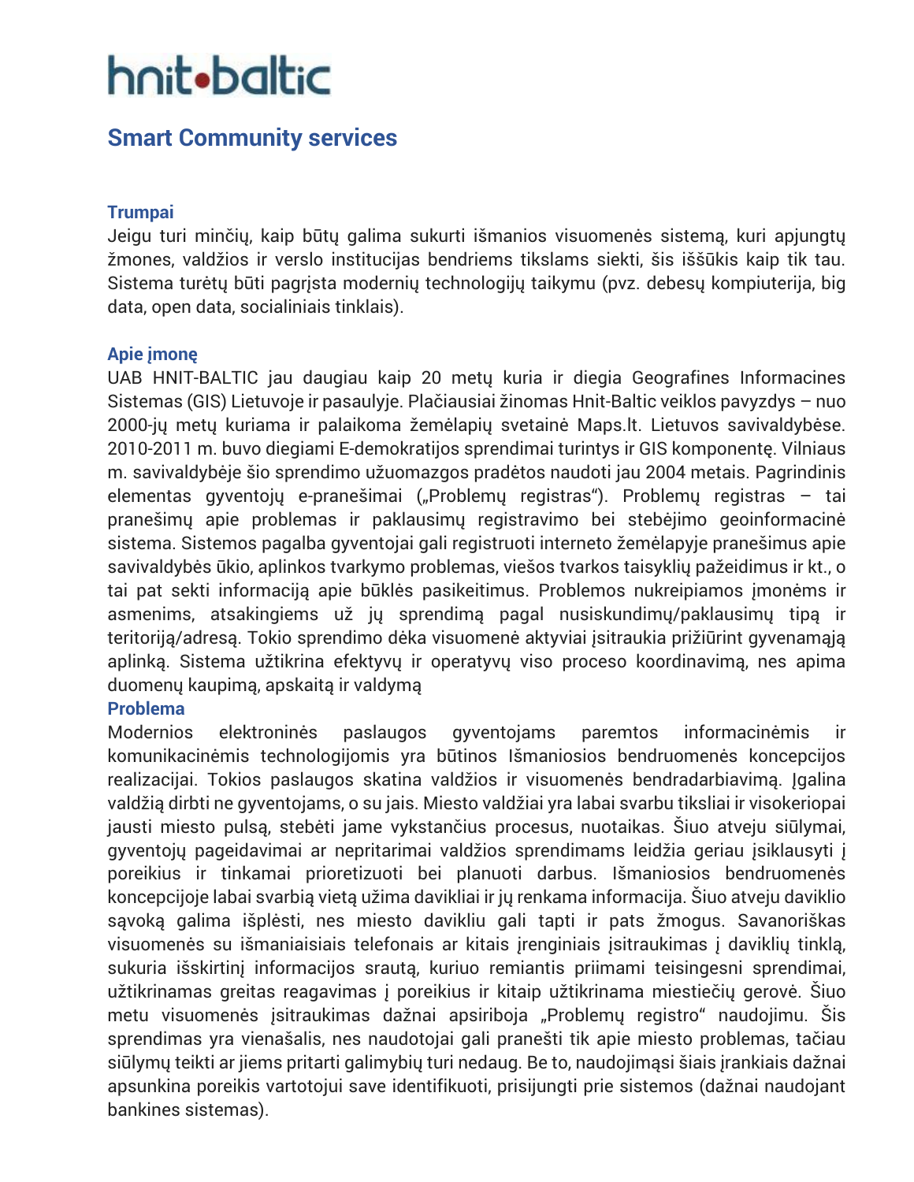**hnit•baltic**

## Smart Community services

### Trumpai

Jeigu turi minčių, kaip būtų galima sukurti išmanios visuomenės sistemą, kuri apjungtų žmones, valdžios ir verslo institucijas bendriems tikslams siekti, šis iššūkis kaip tik tau. Sistema turėtų būti pagrįsta modernių technologijų taikymu (pvz. debesų kompiuterija, big data, open data, socialiniais tinklais).

### Apie įmonę

UAB HNIT-BALTIC jau daugiau kaip 20 metų kuria ir diegia Geografines Informacines Sistemas (GIS) Lietuvoje ir pasaulyje. Plačiausiai žinomas Hnit-Baltic veiklos pavyzdys – nuo 2000-jų metų kuriama ir palaikoma žemėlapių svetainė Maps.lt. Lietuvos savivaldybėse. 2010-2011 m. buvo diegiami E-demokratijos sprendimai turintys ir GIS komponentę. Vilniaus m. savivaldybėje šio sprendimo užuomazgos pradėtos naudoti jau 2004 metais. Pagrindinis elementas gyventojų e-pranešimai („Problemų registras"). Problemų registras – tai pranešimų apie problemas ir paklausimų registravimo bei stebėjimo geoinformacinė sistema. Sistemos pagalba gyventojai gali registruoti interneto žemėlapyje pranešimus apie savivaldybės ūkio, aplinkos tvarkymo problemas, viešos tvarkos taisyklių pažeidimus ir kt., o tai pat sekti informaciją apie būklės pasikeitimus. Problemos nukreipiamos įmonėms ir asmenims, atsakingiems už jų sprendimą pagal nusiskundimų/paklausimų tipą ir teritoriją/adresą. Tokio sprendimo dėka visuomenė aktyviai įsitraukia prižiūrint gyvenamąją aplinką. Sistema užtikrina efektyvų ir operatyvų viso proceso koordinavimą, nes apima duomenų kaupimą, apskaitą ir valdymą

### Problema

Modernios elektroninės paslaugos gyventojams paremtos informacinėmis ir komunikacinėmis technologijomis yra būtinos Išmaniosios bendruomenės koncepcijos realizacijai. Tokios paslaugos skatina valdžios ir visuomenės bendradarbiavimą. Įgalina valdžią dirbti ne gyventojams, o su jais. Miesto valdžiai yra labai svarbu tiksliai ir visokeriopai jausti miesto pulsą, stebėti jame vykstančius procesus, nuotaikas. Šiuo atveju siūlymai, gyventojų pageidavimai ar nepritarimai valdžios sprendimams leidžia geriau įsiklausyti į poreikius ir tinkamai prioretizuoti bei planuoti darbus. Išmaniosios bendruomenės koncepcijoje labai svarbią vietą užima davikliai ir jų renkama informacija. Šiuo atveju daviklio sąvoką galima išplėsti, nes miesto davikliu gali tapti ir pats žmogus. Savanoriškas visuomenės su išmaniaisiais telefonais ar kitais įrenginiais įsitraukimas į daviklių tinklą, sukuria išskirtinį informacijos srautą, kuriuo remiantis priimami teisingesni sprendimai, užtikrinamas greitas reagavimas į poreikius ir kitaip užtikrinama miestiečių gerovė. Šiuo metu visuomenės įsitraukimas dažnai apsiriboja „Problemų registro" naudojimu. Šis sprendimas yra vienašalis, nes naudotojai gali pranešti tik apie miesto problemas, tačiau siūlymų teikti ar jiems pritarti galimybių turi nedaug. Be to, naudojimąsi šiais įrankiais dažnai apsunkina poreikis vartotojui save identifikuoti, prisijungti prie sistemos (dažnai naudojant bankines sistemas).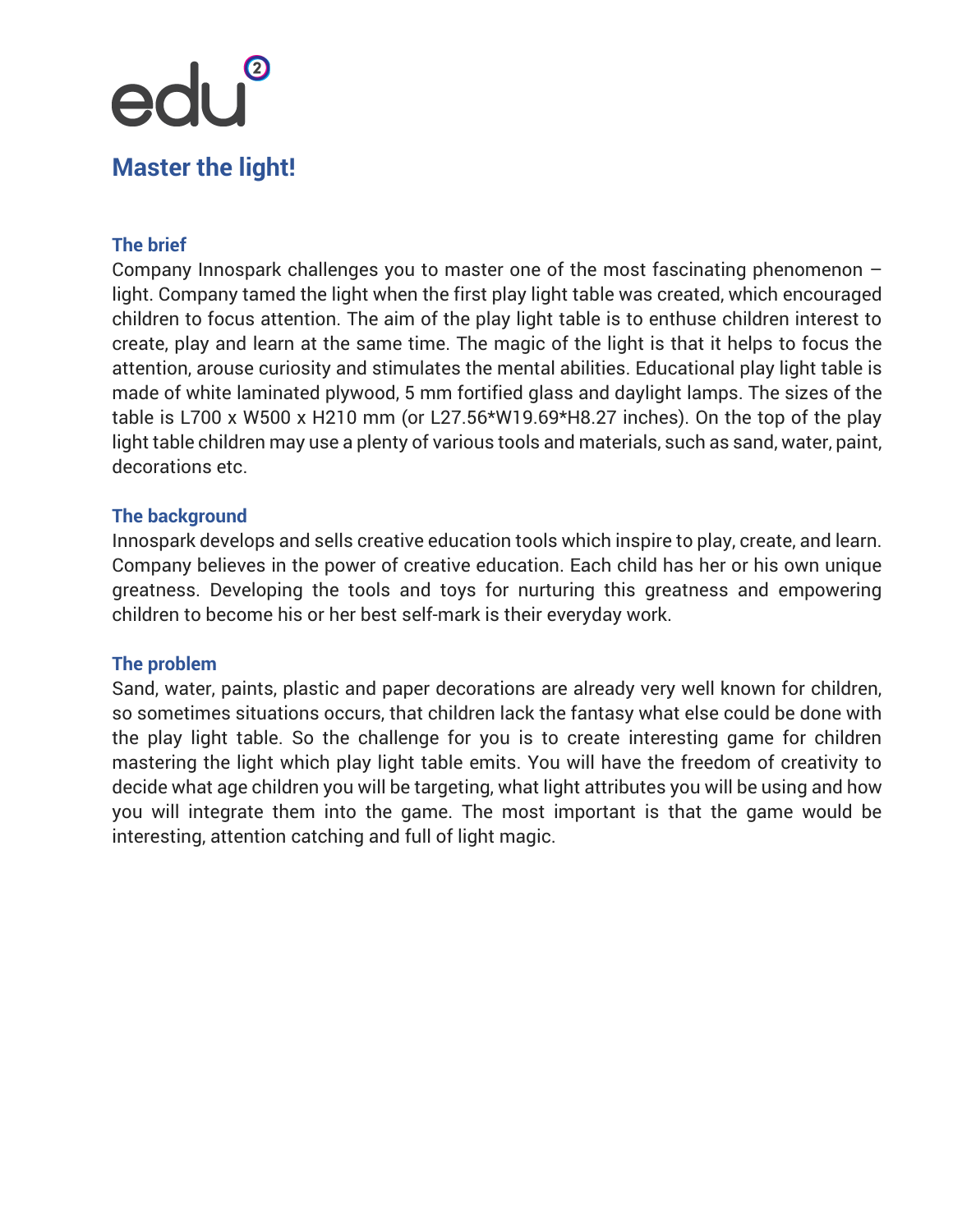edu²

# Master the light!

## The brief

Company Innospark challenges you to master one of the most fascinating phenomenon – light. Company tamed the light when the first play light table was created, which encouraged children to focus attention. The aim of the play light table is to enthuse children interest to create, play and learn at the same time. The magic of the light is that it helps to focus the attention, arouse curiosity and stimulates the mental abilities. Educational play light table is made of white laminated plywood, 5 mm fortified glass and daylight lamps. The sizes of the table is L700 x W500 x H210 mm (or L27.56*W19.69*H8.27 inches). On the top of the play light table children may use a plenty of various tools and materials, such as sand, water, paint, decorations etc.

## The background

Innospark develops and sells creative education tools which inspire to play, create, and learn. Company believes in the power of creative education. Each child has her or his own unique greatness. Developing the tools and toys for nurturing this greatness and empowering children to become his or her best self-mark is their everyday work.

## The problem

Sand, water, paints, plastic and paper decorations are already very well known for children, so sometimes situations occurs, that children lack the fantasy what else could be done with the play light table. So the challenge for you is to create interesting game for children mastering the light which play light table emits. You will have the freedom of creativity to decide what age children you will be targeting, what light attributes you will be using and how you will integrate them into the game. The most important is that the game would be interesting, attention catching and full of light magic.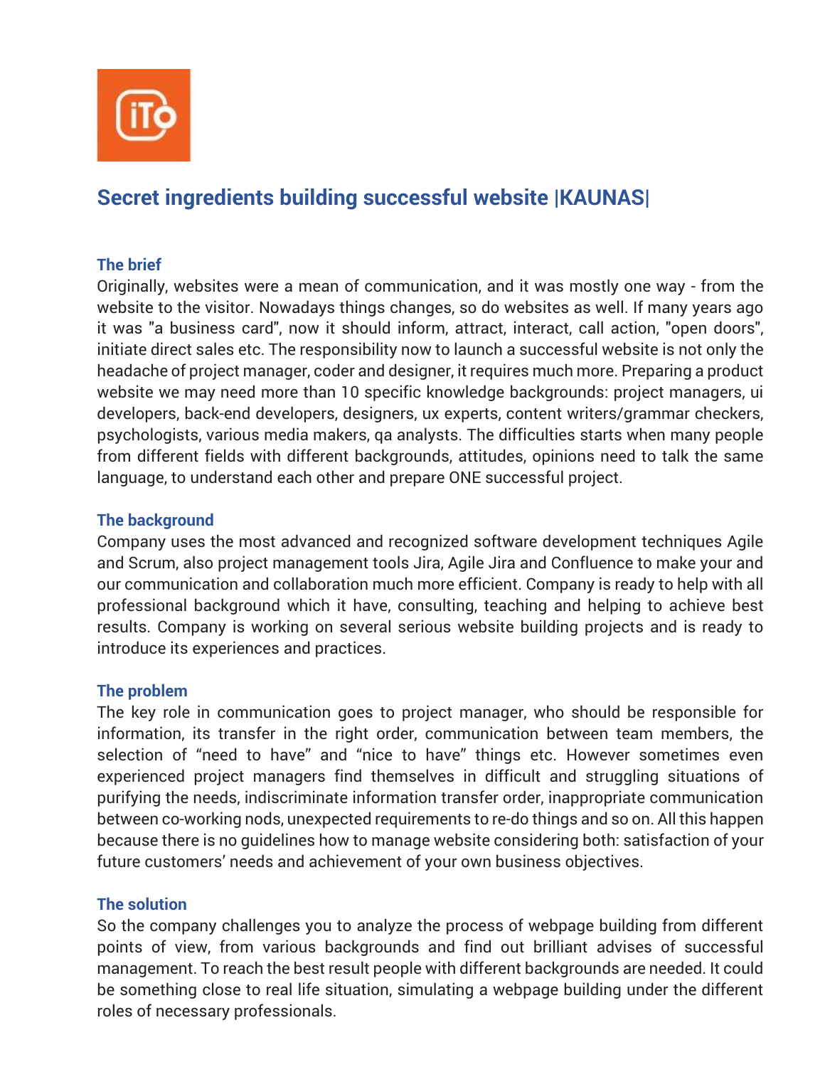# Secret ingredients building successful website |KAUNAS|

### The brief

Originally, websites were a mean of communication, and it was mostly one way - from the website to the visitor. Nowadays things changes, so do websites as well. If many years ago it was "a business card", now it should inform, attract, interact, call action, "open doors", initiate direct sales etc. The responsibility now to launch a successful website is not only the headache of project manager, coder and designer, it requires much more. Preparing a product website we may need more than 10 specific knowledge backgrounds: project managers, ui developers, back-end developers, designers, ux experts, content writers/grammar checkers, psychologists, various media makers, qa analysts. The difficulties starts when many people from different fields with different backgrounds, attitudes, opinions need to talk the same language, to understand each other and prepare ONE successful project.

### The background

Company uses the most advanced and recognized software development techniques Agile and Scrum, also project management tools Jira, Agile Jira and Confluence to make your and our communication and collaboration much more efficient. Company is ready to help with all professional background which it have, consulting, teaching and helping to achieve best results. Company is working on several serious website building projects and is ready to introduce its experiences and practices.

### The problem

The key role in communication goes to project manager, who should be responsible for information, its transfer in the right order, communication between team members, the selection of “need to have” and “nice to have” things etc. However sometimes even experienced project managers find themselves in difficult and struggling situations of purifying the needs, indiscriminate information transfer order, inappropriate communication between co-working nods, unexpected requirements to re-do things and so on. All this happen because there is no guidelines how to manage website considering both: satisfaction of your future customers’ needs and achievement of your own business objectives.

### The solution

So the company challenges you to analyze the process of webpage building from different points of view, from various backgrounds and find out brilliant advises of successful management. To reach the best result people with different backgrounds are needed. It could be something close to real life situation, simulating a webpage building under the different roles of necessary professionals.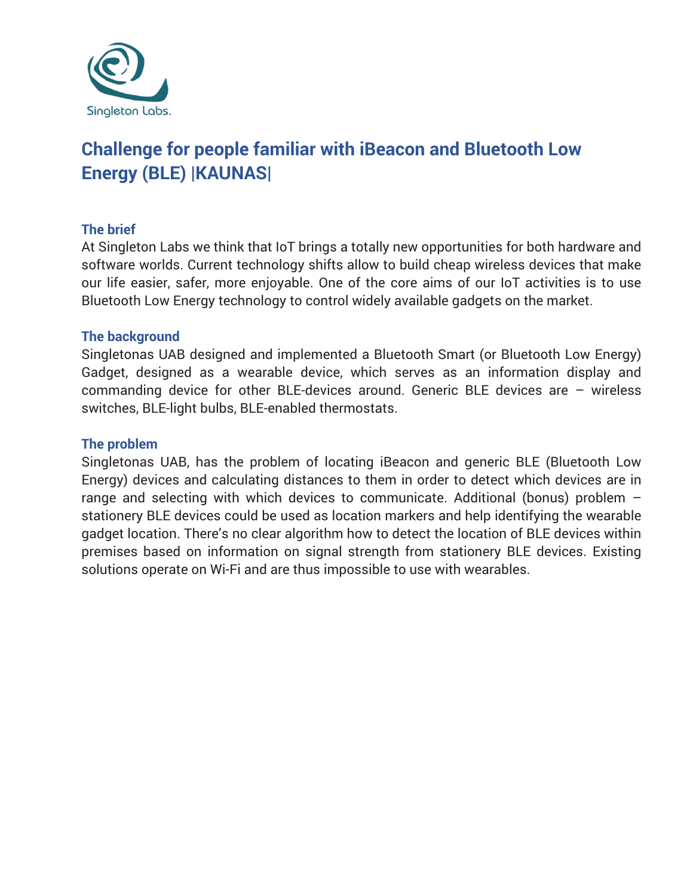Singleton Labs.

# Challenge for people familiar with iBeacon and Bluetooth Low Energy (BLE) |KAUNAS|

## The brief

At Singleton Labs we think that IoT brings a totally new opportunities for both hardware and software worlds. Current technology shifts allow to build cheap wireless devices that make our life easier, safer, more enjoyable. One of the core aims of our IoT activities is to use Bluetooth Low Energy technology to control widely available gadgets on the market.

## The background

Singletonas UAB designed and implemented a Bluetooth Smart (or Bluetooth Low Energy) Gadget, designed as a wearable device, which serves as an information display and commanding device for other BLE-devices around. Generic BLE devices are – wireless switches, BLE-light bulbs, BLE-enabled thermostats.

## The problem

Singletonas UAB, has the problem of locating iBeacon and generic BLE (Bluetooth Low Energy) devices and calculating distances to them in order to detect which devices are in range and selecting with which devices to communicate. Additional (bonus) problem – stationery BLE devices could be used as location markers and help identifying the wearable gadget location. There's no clear algorithm how to detect the location of BLE devices within premises based on information on signal strength from stationery BLE devices. Existing solutions operate on Wi-Fi and are thus impossible to use with wearables.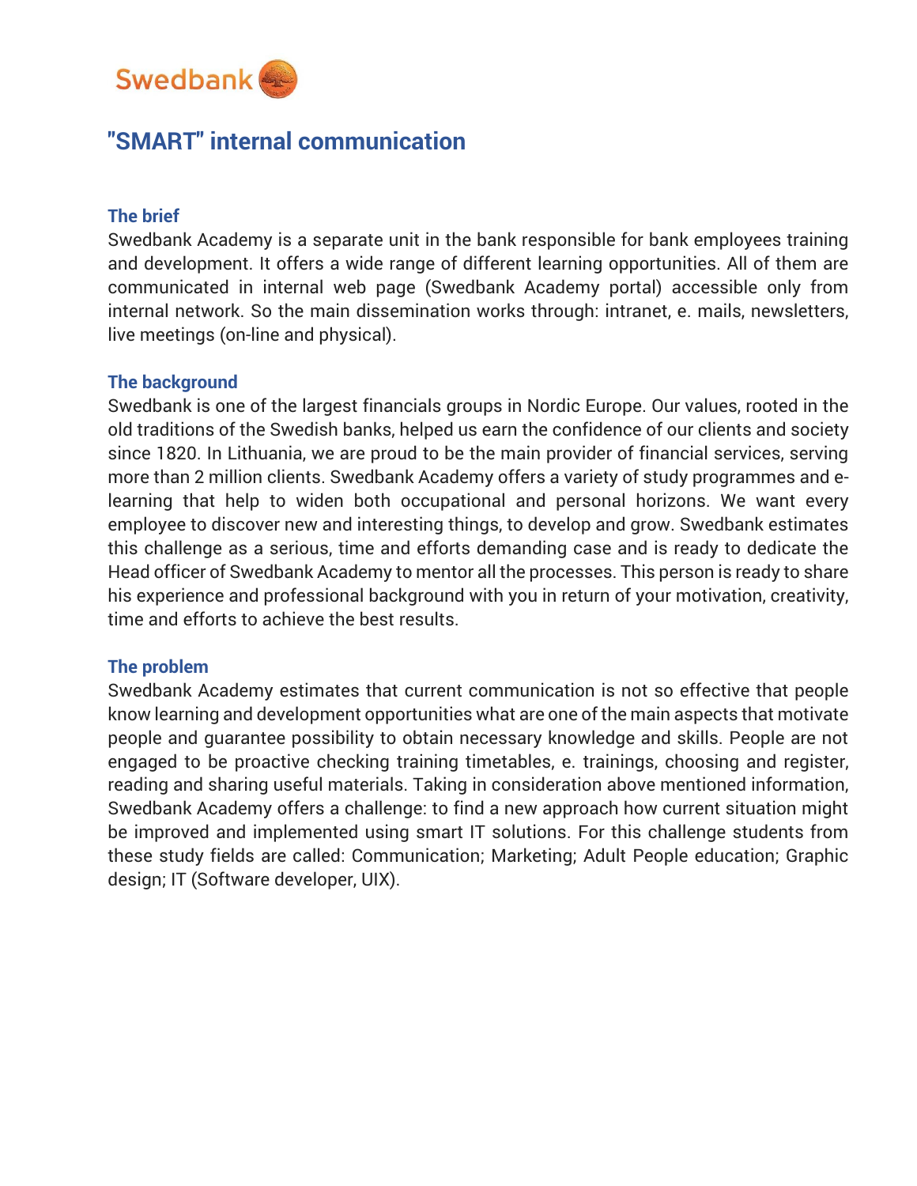Swedbank

# "SMART" internal communication

## The brief

Swedbank Academy is a separate unit in the bank responsible for bank employees training and development. It offers a wide range of different learning opportunities. All of them are communicated in internal web page (Swedbank Academy portal) accessible only from internal network. So the main dissemination works through: intranet, e. mails, newsletters, live meetings (on-line and physical).

## The background

Swedbank is one of the largest financials groups in Nordic Europe. Our values, rooted in the old traditions of the Swedish banks, helped us earn the confidence of our clients and society since 1820. In Lithuania, we are proud to be the main provider of financial services, serving more than 2 million clients. Swedbank Academy offers a variety of study programmes and e-learning that help to widen both occupational and personal horizons. We want every employee to discover new and interesting things, to develop and grow. Swedbank estimates this challenge as a serious, time and efforts demanding case and is ready to dedicate the Head officer of Swedbank Academy to mentor all the processes. This person is ready to share his experience and professional background with you in return of your motivation, creativity, time and efforts to achieve the best results.

## The problem

Swedbank Academy estimates that current communication is not so effective that people know learning and development opportunities what are one of the main aspects that motivate people and guarantee possibility to obtain necessary knowledge and skills. People are not engaged to be proactive checking training timetables, e. trainings, choosing and register, reading and sharing useful materials. Taking in consideration above mentioned information, Swedbank Academy offers a challenge: to find a new approach how current situation might be improved and implemented using smart IT solutions. For this challenge students from these study fields are called: Communication; Marketing; Adult People education; Graphic design; IT (Software developer, UIX).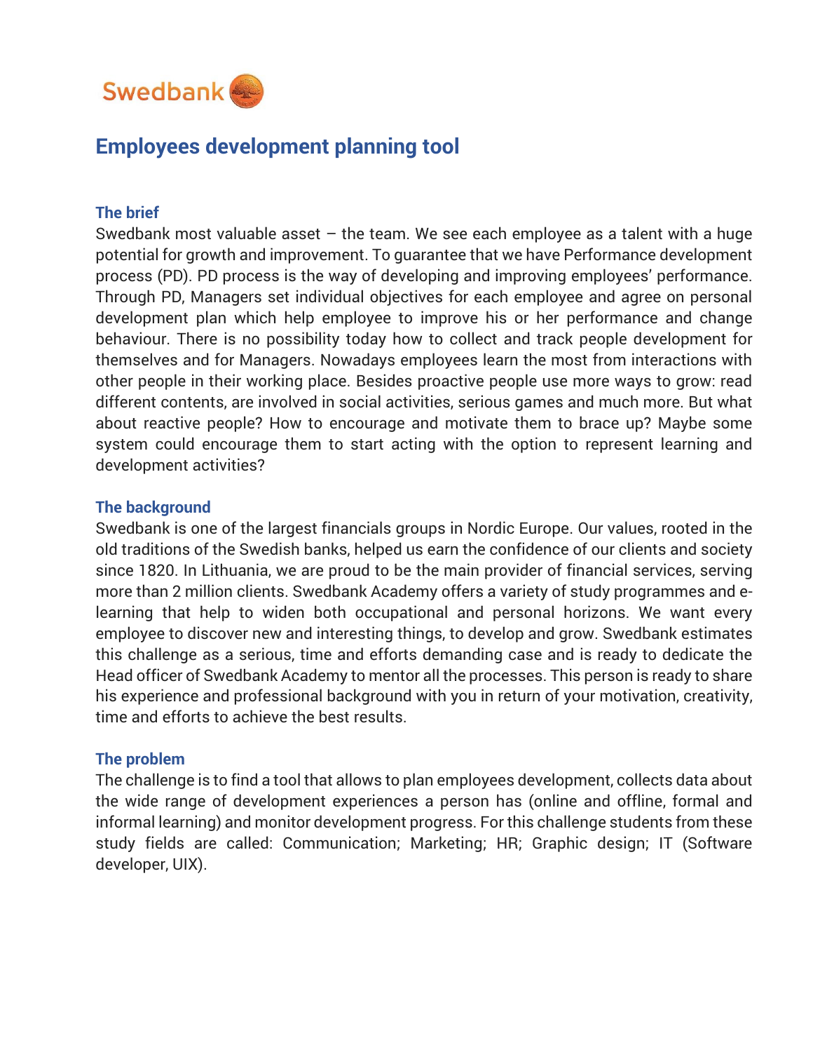Swedbank

# Employees development planning tool

### The brief

Swedbank most valuable asset – the team. We see each employee as a talent with a huge potential for growth and improvement. To guarantee that we have Performance development process (PD). PD process is the way of developing and improving employees' performance. Through PD, Managers set individual objectives for each employee and agree on personal development plan which help employee to improve his or her performance and change behaviour. There is no possibility today how to collect and track people development for themselves and for Managers. Nowadays employees learn the most from interactions with other people in their working place. Besides proactive people use more ways to grow: read different contents, are involved in social activities, serious games and much more. But what about reactive people? How to encourage and motivate them to brace up? Maybe some system could encourage them to start acting with the option to represent learning and development activities?

### The background

Swedbank is one of the largest financials groups in Nordic Europe. Our values, rooted in the old traditions of the Swedish banks, helped us earn the confidence of our clients and society since 1820. In Lithuania, we are proud to be the main provider of financial services, serving more than 2 million clients. Swedbank Academy offers a variety of study programmes and e-learning that help to widen both occupational and personal horizons. We want every employee to discover new and interesting things, to develop and grow. Swedbank estimates this challenge as a serious, time and efforts demanding case and is ready to dedicate the Head officer of Swedbank Academy to mentor all the processes. This person is ready to share his experience and professional background with you in return of your motivation, creativity, time and efforts to achieve the best results.

### The problem

The challenge is to find a tool that allows to plan employees development, collects data about the wide range of development experiences a person has (online and offline, formal and informal learning) and monitor development progress. For this challenge students from these study fields are called: Communication; Marketing; HR; Graphic design; IT (Software developer, UIX).